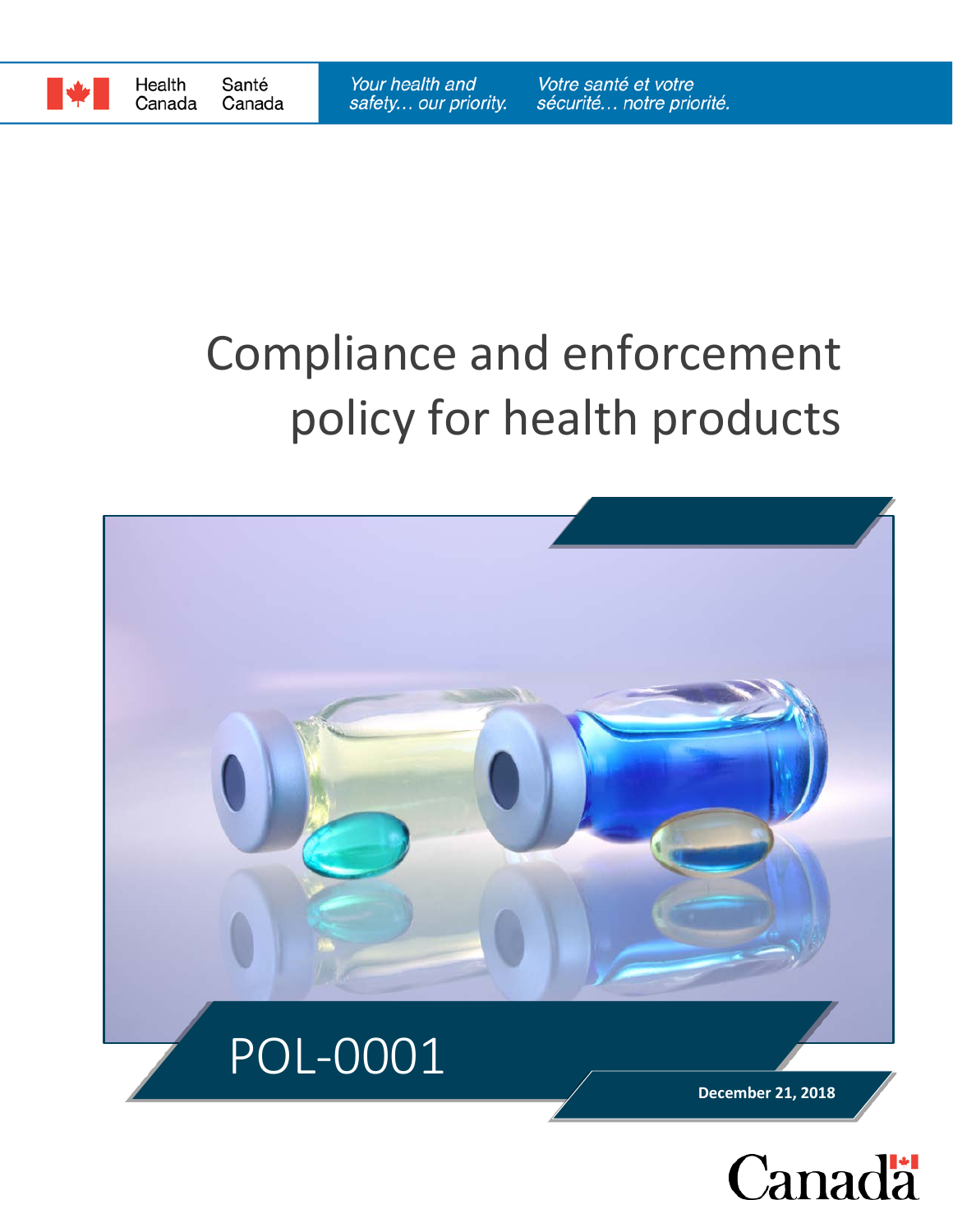Health Canada | Santé Canada

*Your health and safety… our priority.* | *Votre santé et votre sécurité… notre priorité.*

# Compliance and enforcement policy for health products

## POL-0001

**December 21, 2018**

Canada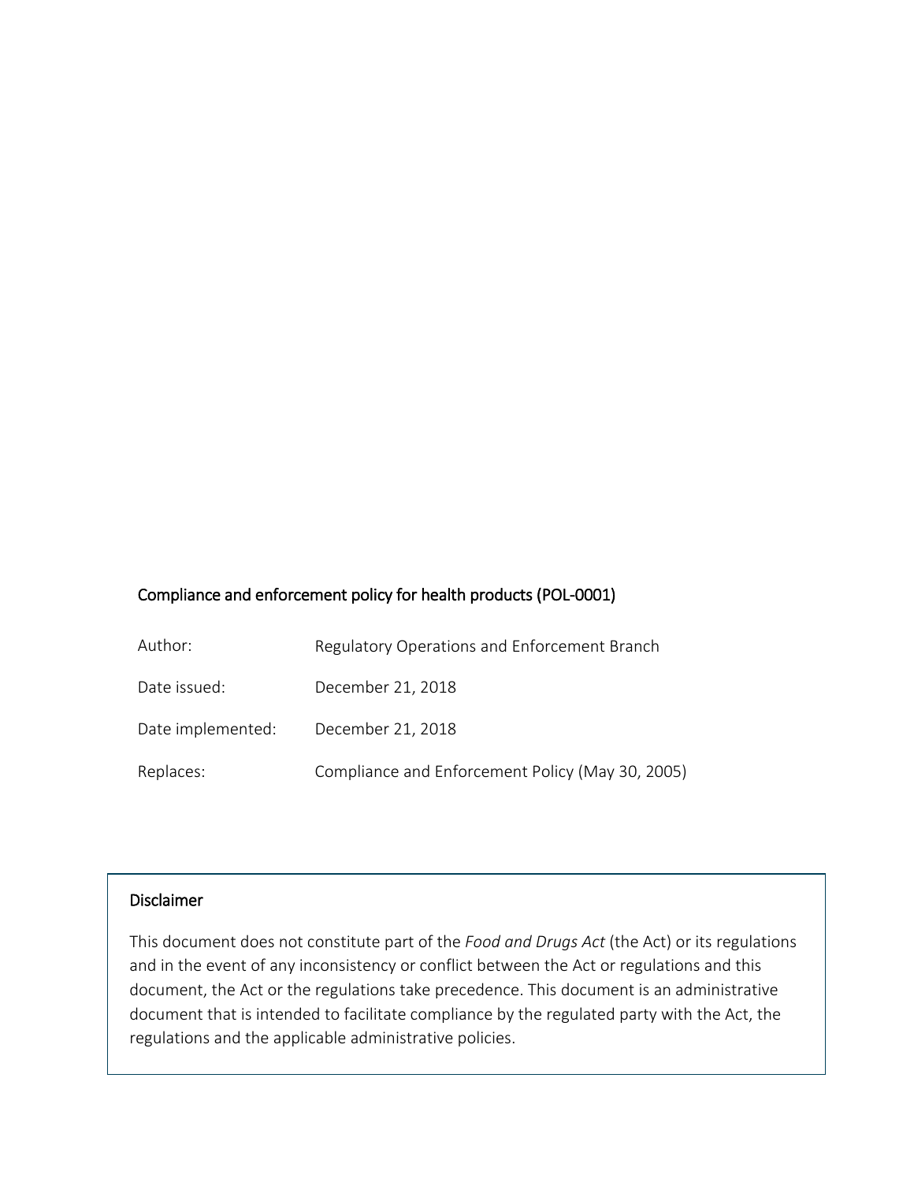## Compliance and enforcement policy for health products (POL-0001)

| | |
|---|---|
| Author: | Regulatory Operations and Enforcement Branch |
| Date issued: | December 21, 2018 |
| Date implemented: | December 21, 2018 |
| Replaces: | Compliance and Enforcement Policy (May 30, 2005) |

### Disclaimer

This document does not constitute part of the *Food and Drugs Act* (the Act) or its regulations and in the event of any inconsistency or conflict between the Act or regulations and this document, the Act or the regulations take precedence. This document is an administrative document that is intended to facilitate compliance by the regulated party with the Act, the regulations and the applicable administrative policies.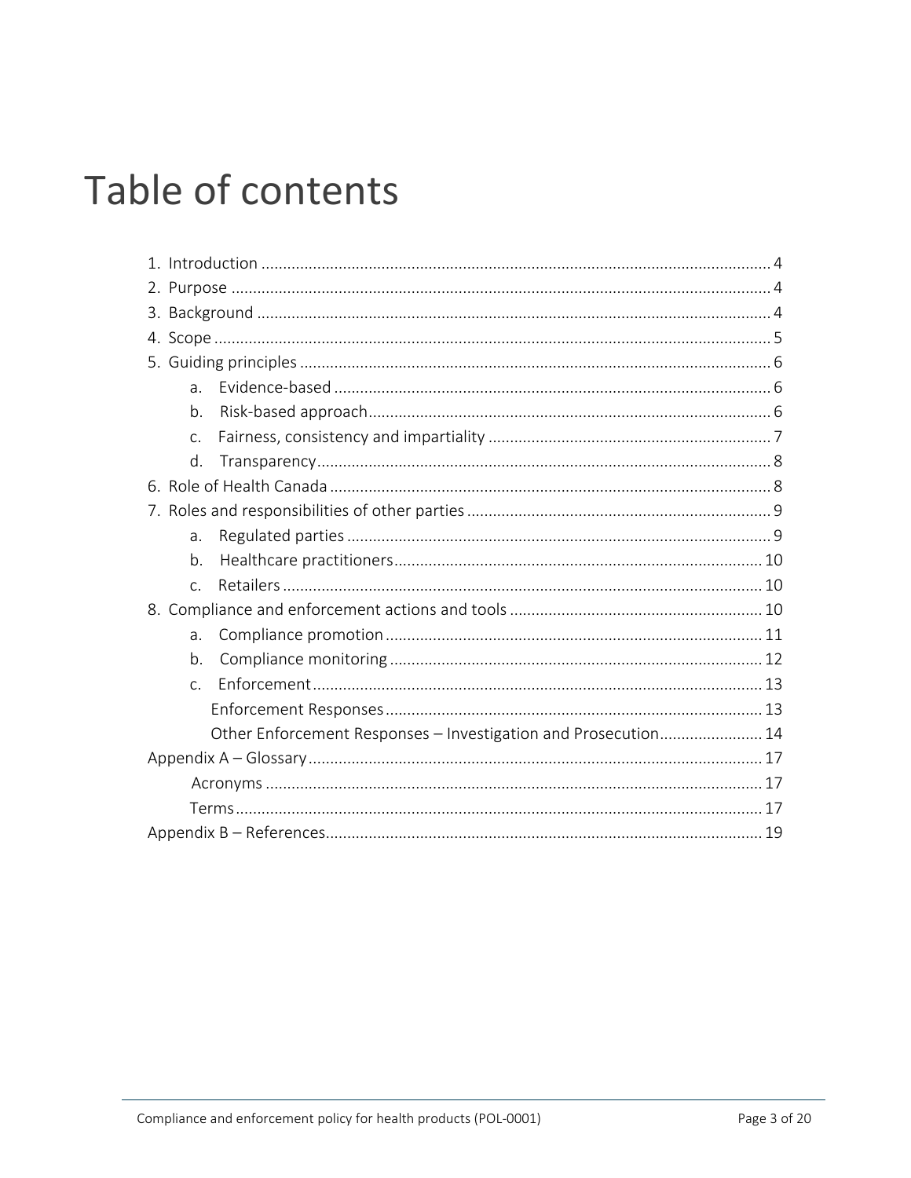# Table of contents

1. Introduction ..... 4
2. Purpose ..... 4
3. Background ..... 4
4. Scope ..... 5
5. Guiding principles ..... 6
   - a. Evidence-based ..... 6
   - b. Risk-based approach ..... 6
   - c. Fairness, consistency and impartiality ..... 7
   - d. Transparency ..... 8
6. Role of Health Canada ..... 8
7. Roles and responsibilities of other parties ..... 9
   - a. Regulated parties ..... 9
   - b. Healthcare practitioners ..... 10
   - c. Retailers ..... 10
8. Compliance and enforcement actions and tools ..... 10
   - a. Compliance promotion ..... 11
   - b. Compliance monitoring ..... 12
   - c. Enforcement ..... 13
     - Enforcement Responses ..... 13
     - Other Enforcement Responses – Investigation and Prosecution ..... 14

Appendix A – Glossary ..... 17
- Acronyms ..... 17
- Terms ..... 17

Appendix B – References ..... 19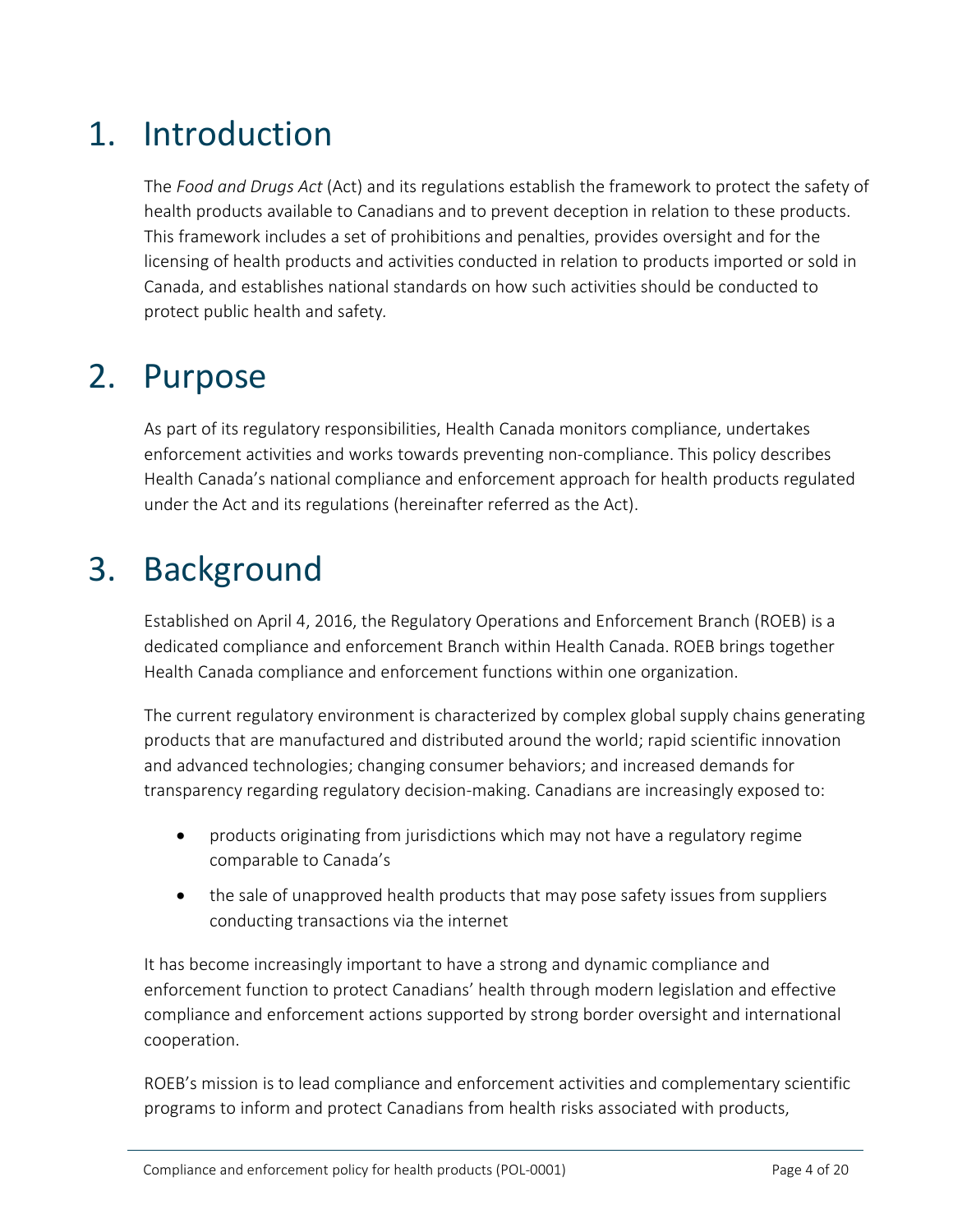# 1. Introduction

The *Food and Drugs Act* (Act) and its regulations establish the framework to protect the safety of health products available to Canadians and to prevent deception in relation to these products. This framework includes a set of prohibitions and penalties, provides oversight and for the licensing of health products and activities conducted in relation to products imported or sold in Canada, and establishes national standards on how such activities should be conducted to protect public health and safety.

# 2. Purpose

As part of its regulatory responsibilities, Health Canada monitors compliance, undertakes enforcement activities and works towards preventing non-compliance. This policy describes Health Canada's national compliance and enforcement approach for health products regulated under the Act and its regulations (hereinafter referred as the Act).

# 3. Background

Established on April 4, 2016, the Regulatory Operations and Enforcement Branch (ROEB) is a dedicated compliance and enforcement Branch within Health Canada. ROEB brings together Health Canada compliance and enforcement functions within one organization.

The current regulatory environment is characterized by complex global supply chains generating products that are manufactured and distributed around the world; rapid scientific innovation and advanced technologies; changing consumer behaviors; and increased demands for transparency regarding regulatory decision-making. Canadians are increasingly exposed to:

- products originating from jurisdictions which may not have a regulatory regime comparable to Canada's
- the sale of unapproved health products that may pose safety issues from suppliers conducting transactions via the internet

It has become increasingly important to have a strong and dynamic compliance and enforcement function to protect Canadians' health through modern legislation and effective compliance and enforcement actions supported by strong border oversight and international cooperation.

ROEB's mission is to lead compliance and enforcement activities and complementary scientific programs to inform and protect Canadians from health risks associated with products,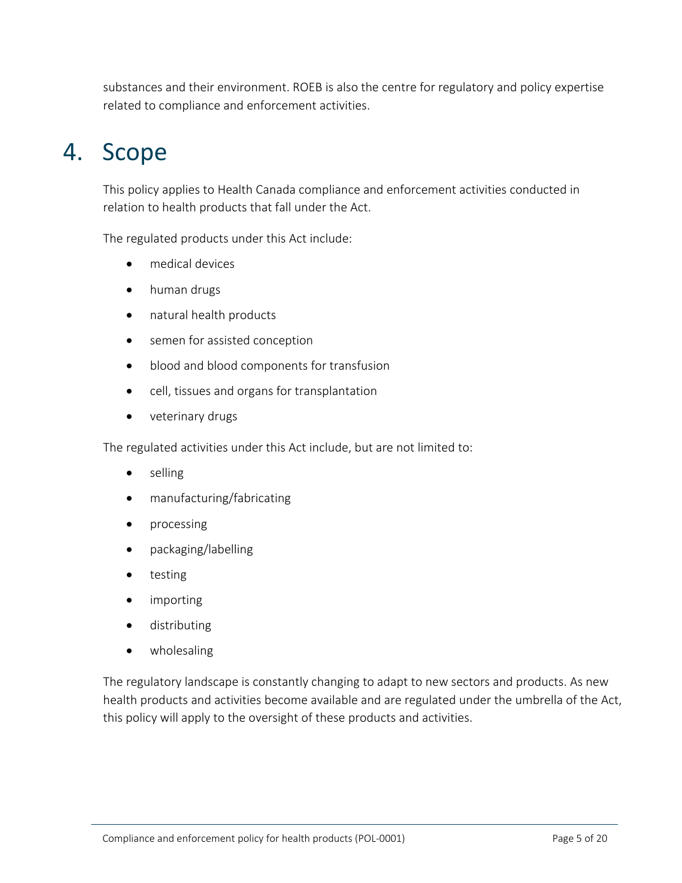substances and their environment. ROEB is also the centre for regulatory and policy expertise related to compliance and enforcement activities.

# 4. Scope

This policy applies to Health Canada compliance and enforcement activities conducted in relation to health products that fall under the Act.

The regulated products under this Act include:

- medical devices
- human drugs
- natural health products
- semen for assisted conception
- blood and blood components for transfusion
- cell, tissues and organs for transplantation
- veterinary drugs

The regulated activities under this Act include, but are not limited to:

- selling
- manufacturing/fabricating
- processing
- packaging/labelling
- testing
- importing
- distributing
- wholesaling

The regulatory landscape is constantly changing to adapt to new sectors and products. As new health products and activities become available and are regulated under the umbrella of the Act, this policy will apply to the oversight of these products and activities.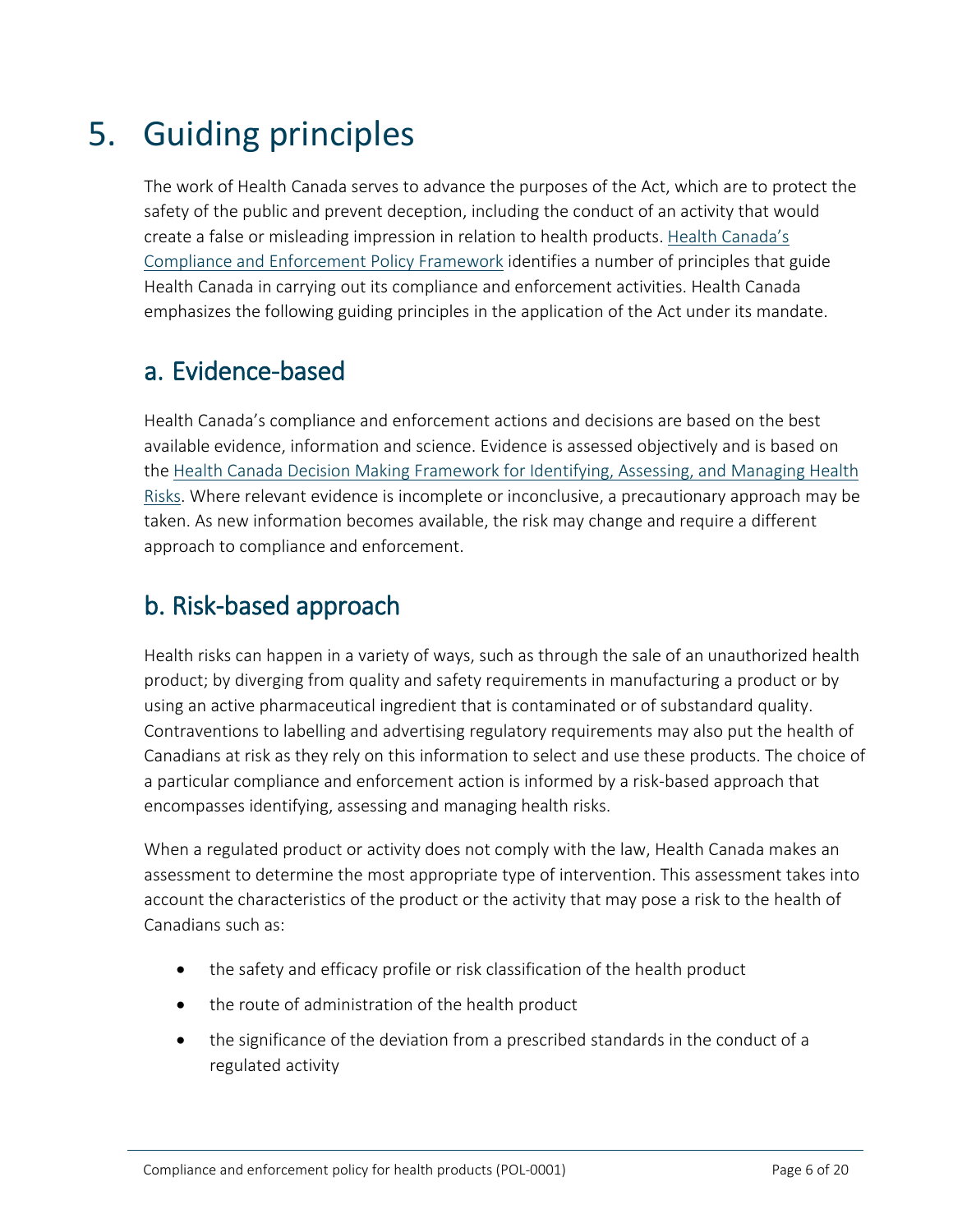# 5. Guiding principles

The work of Health Canada serves to advance the purposes of the Act, which are to protect the safety of the public and prevent deception, including the conduct of an activity that would create a false or misleading impression in relation to health products. Health Canada's Compliance and Enforcement Policy Framework identifies a number of principles that guide Health Canada in carrying out its compliance and enforcement activities. Health Canada emphasizes the following guiding principles in the application of the Act under its mandate.

## a. Evidence-based

Health Canada's compliance and enforcement actions and decisions are based on the best available evidence, information and science. Evidence is assessed objectively and is based on the Health Canada Decision Making Framework for Identifying, Assessing, and Managing Health Risks. Where relevant evidence is incomplete or inconclusive, a precautionary approach may be taken. As new information becomes available, the risk may change and require a different approach to compliance and enforcement.

## b. Risk-based approach

Health risks can happen in a variety of ways, such as through the sale of an unauthorized health product; by diverging from quality and safety requirements in manufacturing a product or by using an active pharmaceutical ingredient that is contaminated or of substandard quality. Contraventions to labelling and advertising regulatory requirements may also put the health of Canadians at risk as they rely on this information to select and use these products. The choice of a particular compliance and enforcement action is informed by a risk-based approach that encompasses identifying, assessing and managing health risks.

When a regulated product or activity does not comply with the law, Health Canada makes an assessment to determine the most appropriate type of intervention. This assessment takes into account the characteristics of the product or the activity that may pose a risk to the health of Canadians such as:

- the safety and efficacy profile or risk classification of the health product
- the route of administration of the health product
- the significance of the deviation from a prescribed standards in the conduct of a regulated activity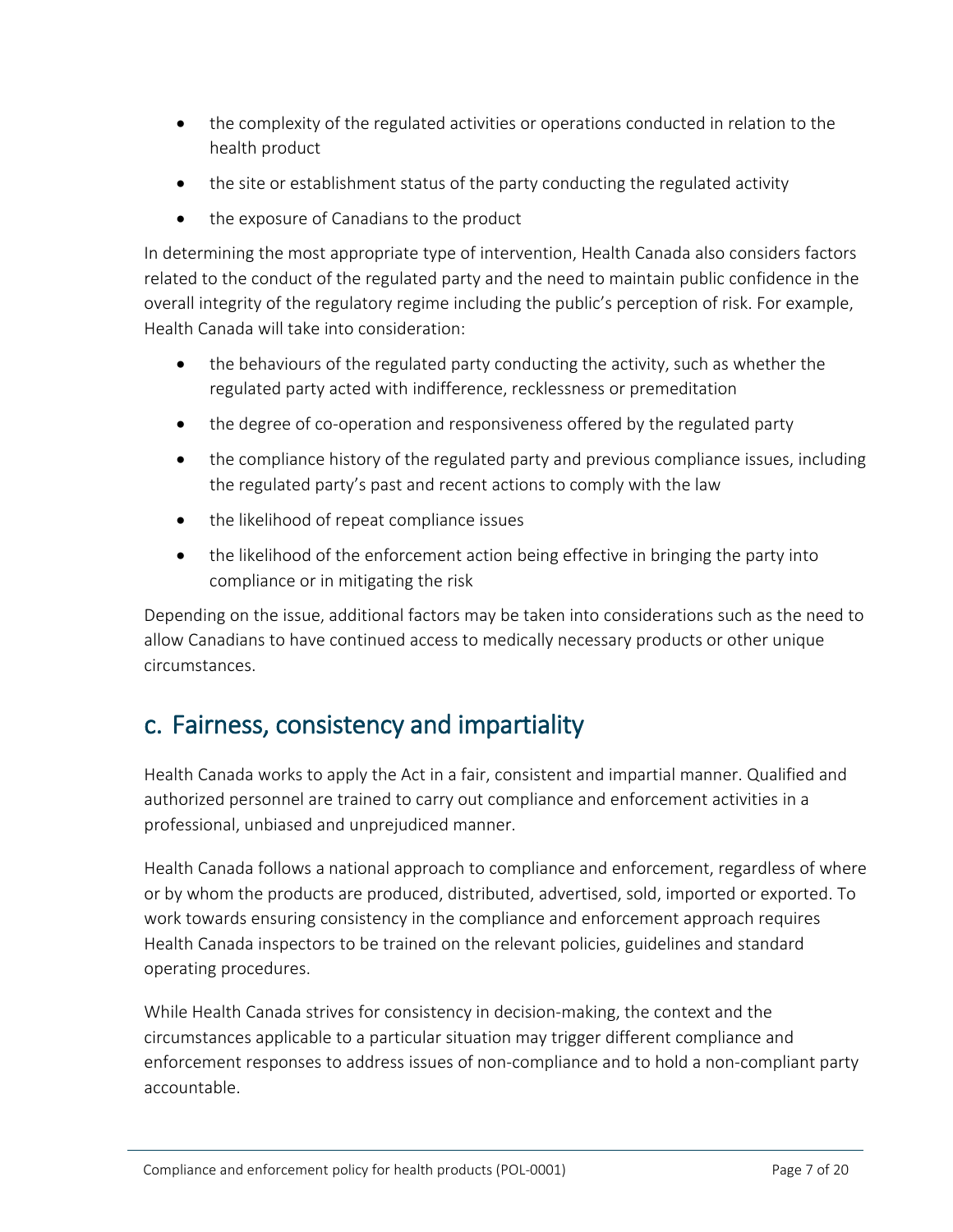- the complexity of the regulated activities or operations conducted in relation to the health product
- the site or establishment status of the party conducting the regulated activity
- the exposure of Canadians to the product

In determining the most appropriate type of intervention, Health Canada also considers factors related to the conduct of the regulated party and the need to maintain public confidence in the overall integrity of the regulatory regime including the public's perception of risk. For example, Health Canada will take into consideration:

- the behaviours of the regulated party conducting the activity, such as whether the regulated party acted with indifference, recklessness or premeditation
- the degree of co-operation and responsiveness offered by the regulated party
- the compliance history of the regulated party and previous compliance issues, including the regulated party's past and recent actions to comply with the law
- the likelihood of repeat compliance issues
- the likelihood of the enforcement action being effective in bringing the party into compliance or in mitigating the risk

Depending on the issue, additional factors may be taken into considerations such as the need to allow Canadians to have continued access to medically necessary products or other unique circumstances.

## c. Fairness, consistency and impartiality

Health Canada works to apply the Act in a fair, consistent and impartial manner. Qualified and authorized personnel are trained to carry out compliance and enforcement activities in a professional, unbiased and unprejudiced manner.

Health Canada follows a national approach to compliance and enforcement, regardless of where or by whom the products are produced, distributed, advertised, sold, imported or exported. To work towards ensuring consistency in the compliance and enforcement approach requires Health Canada inspectors to be trained on the relevant policies, guidelines and standard operating procedures.

While Health Canada strives for consistency in decision-making, the context and the circumstances applicable to a particular situation may trigger different compliance and enforcement responses to address issues of non-compliance and to hold a non-compliant party accountable.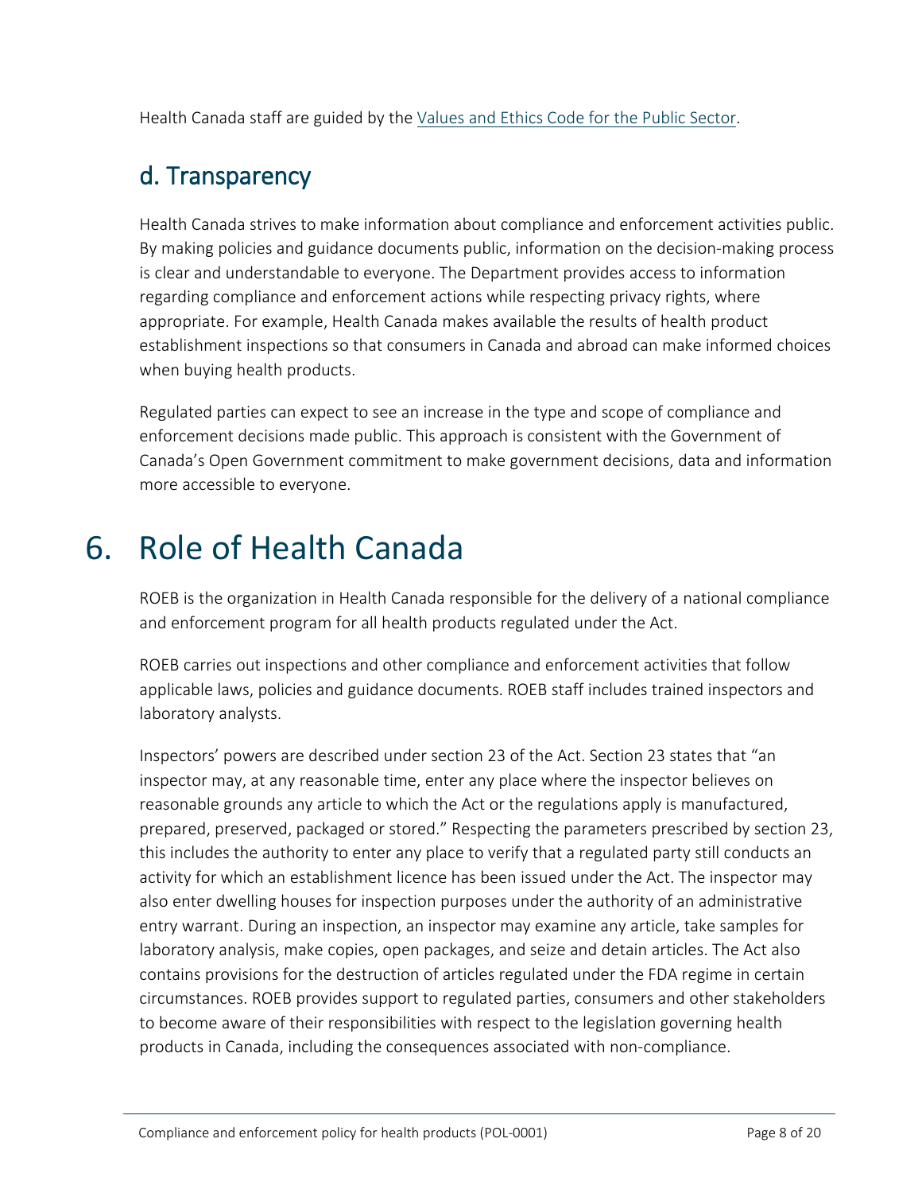Health Canada staff are guided by the Values and Ethics Code for the Public Sector.

## d. Transparency

Health Canada strives to make information about compliance and enforcement activities public. By making policies and guidance documents public, information on the decision-making process is clear and understandable to everyone. The Department provides access to information regarding compliance and enforcement actions while respecting privacy rights, where appropriate. For example, Health Canada makes available the results of health product establishment inspections so that consumers in Canada and abroad can make informed choices when buying health products.

Regulated parties can expect to see an increase in the type and scope of compliance and enforcement decisions made public. This approach is consistent with the Government of Canada's Open Government commitment to make government decisions, data and information more accessible to everyone.

# 6. Role of Health Canada

ROEB is the organization in Health Canada responsible for the delivery of a national compliance and enforcement program for all health products regulated under the Act.

ROEB carries out inspections and other compliance and enforcement activities that follow applicable laws, policies and guidance documents. ROEB staff includes trained inspectors and laboratory analysts.

Inspectors' powers are described under section 23 of the Act. Section 23 states that "an inspector may, at any reasonable time, enter any place where the inspector believes on reasonable grounds any article to which the Act or the regulations apply is manufactured, prepared, preserved, packaged or stored." Respecting the parameters prescribed by section 23, this includes the authority to enter any place to verify that a regulated party still conducts an activity for which an establishment licence has been issued under the Act. The inspector may also enter dwelling houses for inspection purposes under the authority of an administrative entry warrant. During an inspection, an inspector may examine any article, take samples for laboratory analysis, make copies, open packages, and seize and detain articles. The Act also contains provisions for the destruction of articles regulated under the FDA regime in certain circumstances. ROEB provides support to regulated parties, consumers and other stakeholders to become aware of their responsibilities with respect to the legislation governing health products in Canada, including the consequences associated with non-compliance.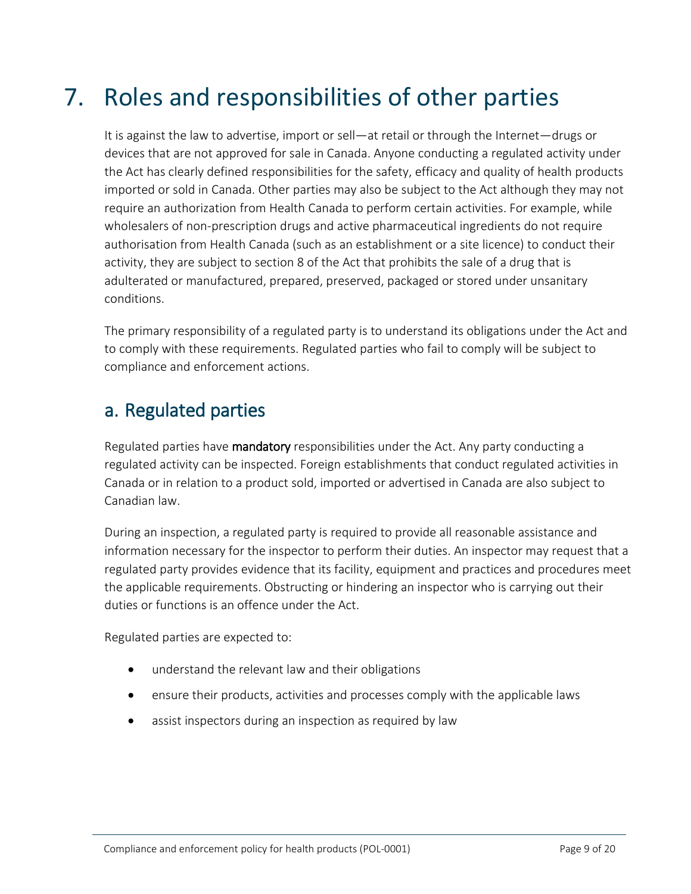# 7. Roles and responsibilities of other parties

It is against the law to advertise, import or sell—at retail or through the Internet—drugs or devices that are not approved for sale in Canada. Anyone conducting a regulated activity under the Act has clearly defined responsibilities for the safety, efficacy and quality of health products imported or sold in Canada. Other parties may also be subject to the Act although they may not require an authorization from Health Canada to perform certain activities. For example, while wholesalers of non-prescription drugs and active pharmaceutical ingredients do not require authorisation from Health Canada (such as an establishment or a site licence) to conduct their activity, they are subject to section 8 of the Act that prohibits the sale of a drug that is adulterated or manufactured, prepared, preserved, packaged or stored under unsanitary conditions.

The primary responsibility of a regulated party is to understand its obligations under the Act and to comply with these requirements. Regulated parties who fail to comply will be subject to compliance and enforcement actions.

## a. Regulated parties

Regulated parties have **mandatory** responsibilities under the Act. Any party conducting a regulated activity can be inspected. Foreign establishments that conduct regulated activities in Canada or in relation to a product sold, imported or advertised in Canada are also subject to Canadian law.

During an inspection, a regulated party is required to provide all reasonable assistance and information necessary for the inspector to perform their duties. An inspector may request that a regulated party provides evidence that its facility, equipment and practices and procedures meet the applicable requirements. Obstructing or hindering an inspector who is carrying out their duties or functions is an offence under the Act.

Regulated parties are expected to:

- understand the relevant law and their obligations
- ensure their products, activities and processes comply with the applicable laws
- assist inspectors during an inspection as required by law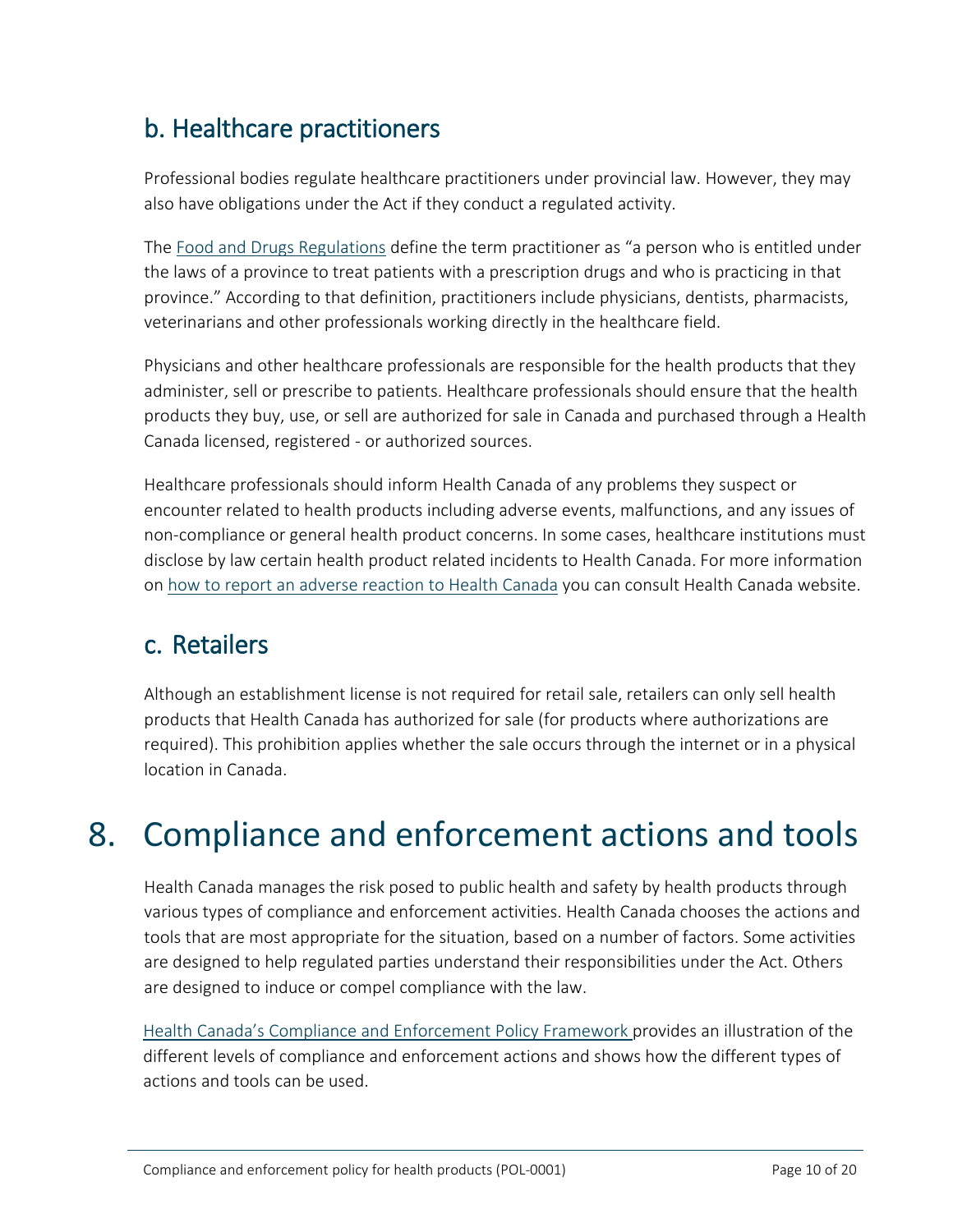## b. Healthcare practitioners

Professional bodies regulate healthcare practitioners under provincial law. However, they may also have obligations under the Act if they conduct a regulated activity.

The Food and Drugs Regulations define the term practitioner as “a person who is entitled under the laws of a province to treat patients with a prescription drugs and who is practicing in that province.” According to that definition, practitioners include physicians, dentists, pharmacists, veterinarians and other professionals working directly in the healthcare field.

Physicians and other healthcare professionals are responsible for the health products that they administer, sell or prescribe to patients. Healthcare professionals should ensure that the health products they buy, use, or sell are authorized for sale in Canada and purchased through a Health Canada licensed, registered - or authorized sources.

Healthcare professionals should inform Health Canada of any problems they suspect or encounter related to health products including adverse events, malfunctions, and any issues of non-compliance or general health product concerns. In some cases, healthcare institutions must disclose by law certain health product related incidents to Health Canada. For more information on how to report an adverse reaction to Health Canada you can consult Health Canada website.

## c. Retailers

Although an establishment license is not required for retail sale, retailers can only sell health products that Health Canada has authorized for sale (for products where authorizations are required). This prohibition applies whether the sale occurs through the internet or in a physical location in Canada.

# 8. Compliance and enforcement actions and tools

Health Canada manages the risk posed to public health and safety by health products through various types of compliance and enforcement activities. Health Canada chooses the actions and tools that are most appropriate for the situation, based on a number of factors. Some activities are designed to help regulated parties understand their responsibilities under the Act. Others are designed to induce or compel compliance with the law.

Health Canada’s Compliance and Enforcement Policy Framework provides an illustration of the different levels of compliance and enforcement actions and shows how the different types of actions and tools can be used.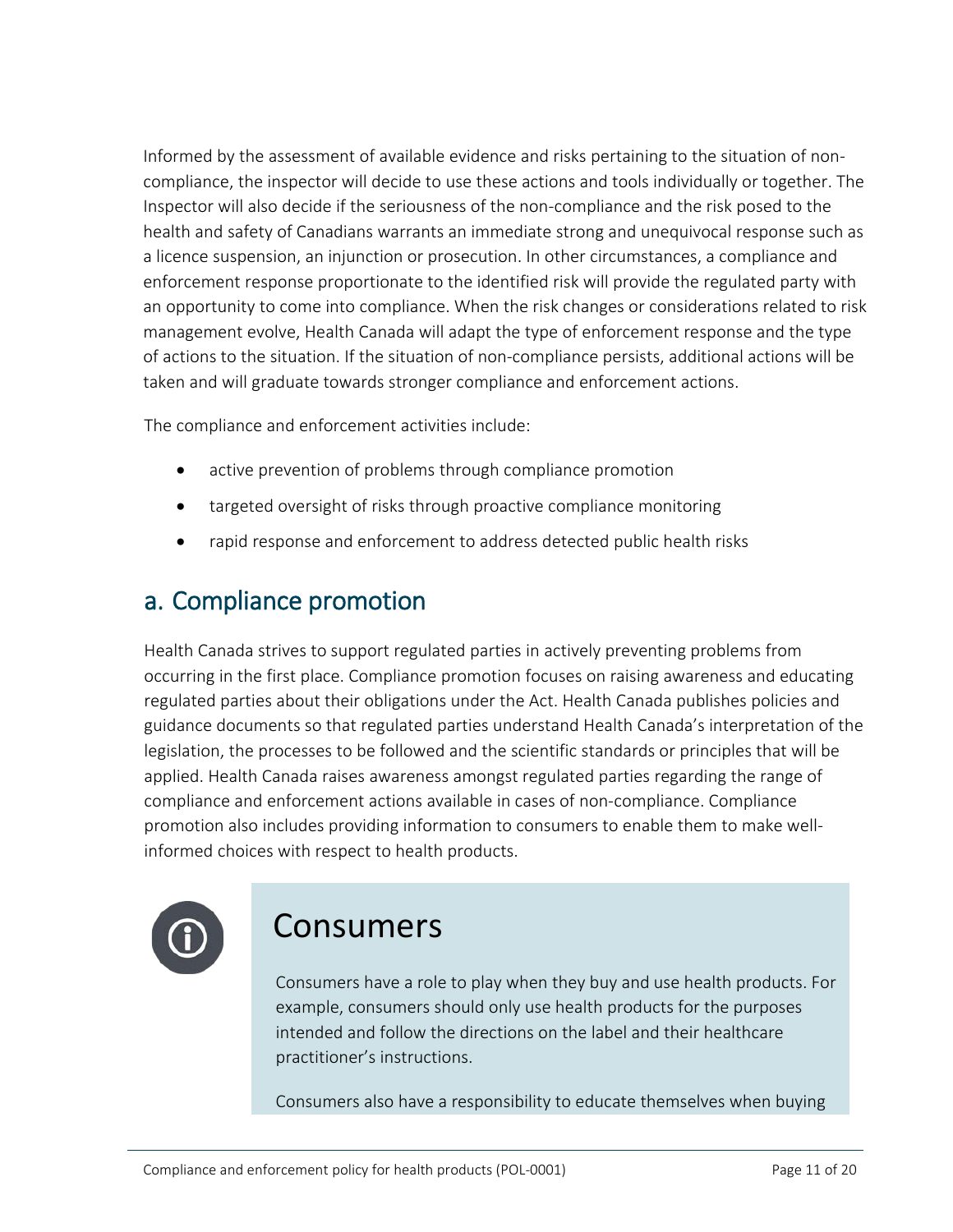Informed by the assessment of available evidence and risks pertaining to the situation of non-compliance, the inspector will decide to use these actions and tools individually or together. The Inspector will also decide if the seriousness of the non-compliance and the risk posed to the health and safety of Canadians warrants an immediate strong and unequivocal response such as a licence suspension, an injunction or prosecution. In other circumstances, a compliance and enforcement response proportionate to the identified risk will provide the regulated party with an opportunity to come into compliance. When the risk changes or considerations related to risk management evolve, Health Canada will adapt the type of enforcement response and the type of actions to the situation. If the situation of non-compliance persists, additional actions will be taken and will graduate towards stronger compliance and enforcement actions.

The compliance and enforcement activities include:

- active prevention of problems through compliance promotion
- targeted oversight of risks through proactive compliance monitoring
- rapid response and enforcement to address detected public health risks

## a. Compliance promotion

Health Canada strives to support regulated parties in actively preventing problems from occurring in the first place. Compliance promotion focuses on raising awareness and educating regulated parties about their obligations under the Act. Health Canada publishes policies and guidance documents so that regulated parties understand Health Canada's interpretation of the legislation, the processes to be followed and the scientific standards or principles that will be applied. Health Canada raises awareness amongst regulated parties regarding the range of compliance and enforcement actions available in cases of non-compliance. Compliance promotion also includes providing information to consumers to enable them to make well-informed choices with respect to health products.

### Consumers

Consumers have a role to play when they buy and use health products. For example, consumers should only use health products for the purposes intended and follow the directions on the label and their healthcare practitioner's instructions.

Consumers also have a responsibility to educate themselves when buying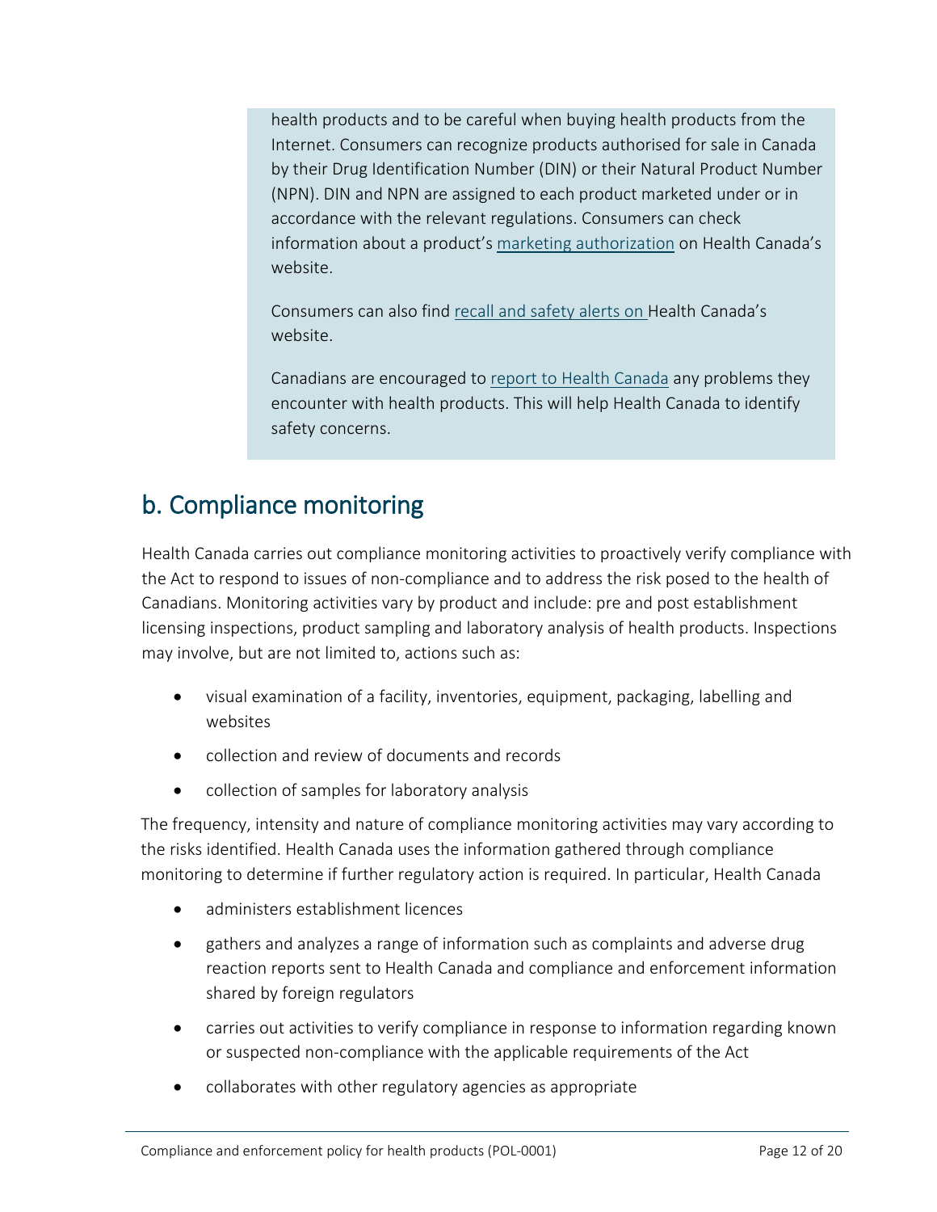health products and to be careful when buying health products from the Internet. Consumers can recognize products authorised for sale in Canada by their Drug Identification Number (DIN) or their Natural Product Number (NPN). DIN and NPN are assigned to each product marketed under or in accordance with the relevant regulations. Consumers can check information about a product's marketing authorization on Health Canada's website.

Consumers can also find recall and safety alerts on Health Canada's website.

Canadians are encouraged to report to Health Canada any problems they encounter with health products. This will help Health Canada to identify safety concerns.

## b. Compliance monitoring

Health Canada carries out compliance monitoring activities to proactively verify compliance with the Act to respond to issues of non-compliance and to address the risk posed to the health of Canadians. Monitoring activities vary by product and include: pre and post establishment licensing inspections, product sampling and laboratory analysis of health products. Inspections may involve, but are not limited to, actions such as:

- visual examination of a facility, inventories, equipment, packaging, labelling and websites
- collection and review of documents and records
- collection of samples for laboratory analysis

The frequency, intensity and nature of compliance monitoring activities may vary according to the risks identified. Health Canada uses the information gathered through compliance monitoring to determine if further regulatory action is required. In particular, Health Canada

- administers establishment licences
- gathers and analyzes a range of information such as complaints and adverse drug reaction reports sent to Health Canada and compliance and enforcement information shared by foreign regulators
- carries out activities to verify compliance in response to information regarding known or suspected non-compliance with the applicable requirements of the Act
- collaborates with other regulatory agencies as appropriate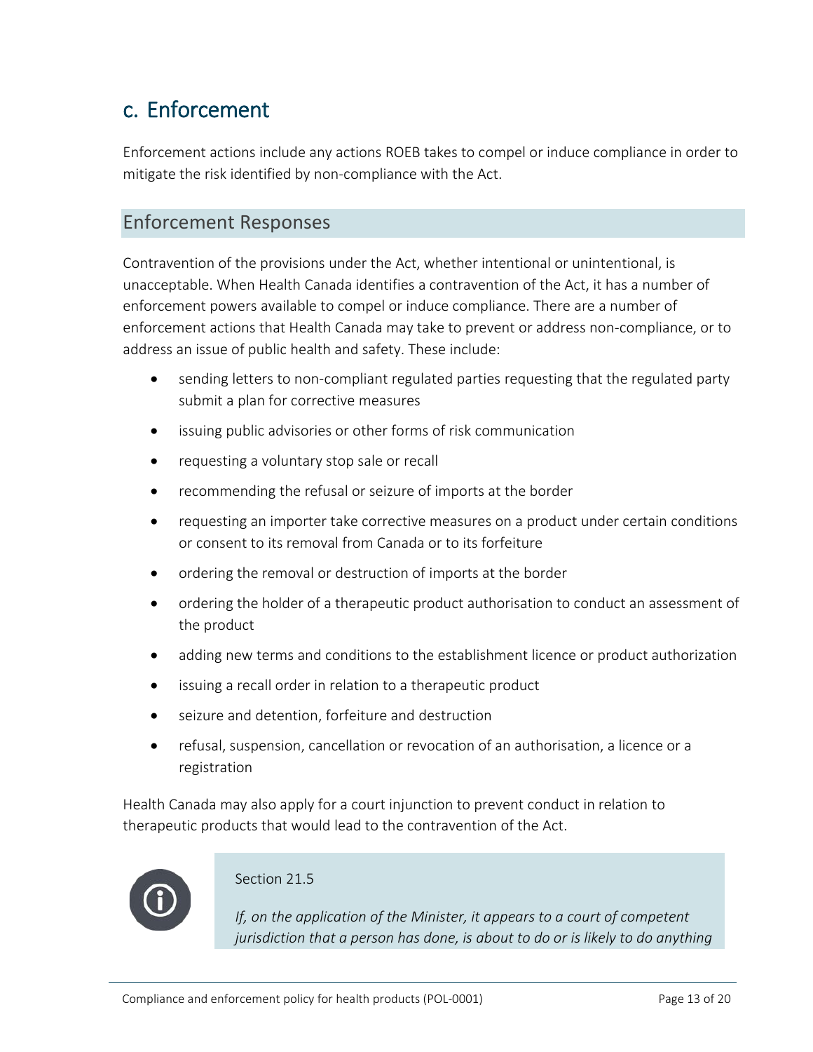## c. Enforcement

Enforcement actions include any actions ROEB takes to compel or induce compliance in order to mitigate the risk identified by non-compliance with the Act.

### Enforcement Responses

Contravention of the provisions under the Act, whether intentional or unintentional, is unacceptable. When Health Canada identifies a contravention of the Act, it has a number of enforcement powers available to compel or induce compliance. There are a number of enforcement actions that Health Canada may take to prevent or address non-compliance, or to address an issue of public health and safety. These include:

- sending letters to non-compliant regulated parties requesting that the regulated party submit a plan for corrective measures
- issuing public advisories or other forms of risk communication
- requesting a voluntary stop sale or recall
- recommending the refusal or seizure of imports at the border
- requesting an importer take corrective measures on a product under certain conditions or consent to its removal from Canada or to its forfeiture
- ordering the removal or destruction of imports at the border
- ordering the holder of a therapeutic product authorisation to conduct an assessment of the product
- adding new terms and conditions to the establishment licence or product authorization
- issuing a recall order in relation to a therapeutic product
- seizure and detention, forfeiture and destruction
- refusal, suspension, cancellation or revocation of an authorisation, a licence or a registration

Health Canada may also apply for a court injunction to prevent conduct in relation to therapeutic products that would lead to the contravention of the Act.

> Section 21.5
>
> *If, on the application of the Minister, it appears to a court of competent jurisdiction that a person has done, is about to do or is likely to do anything*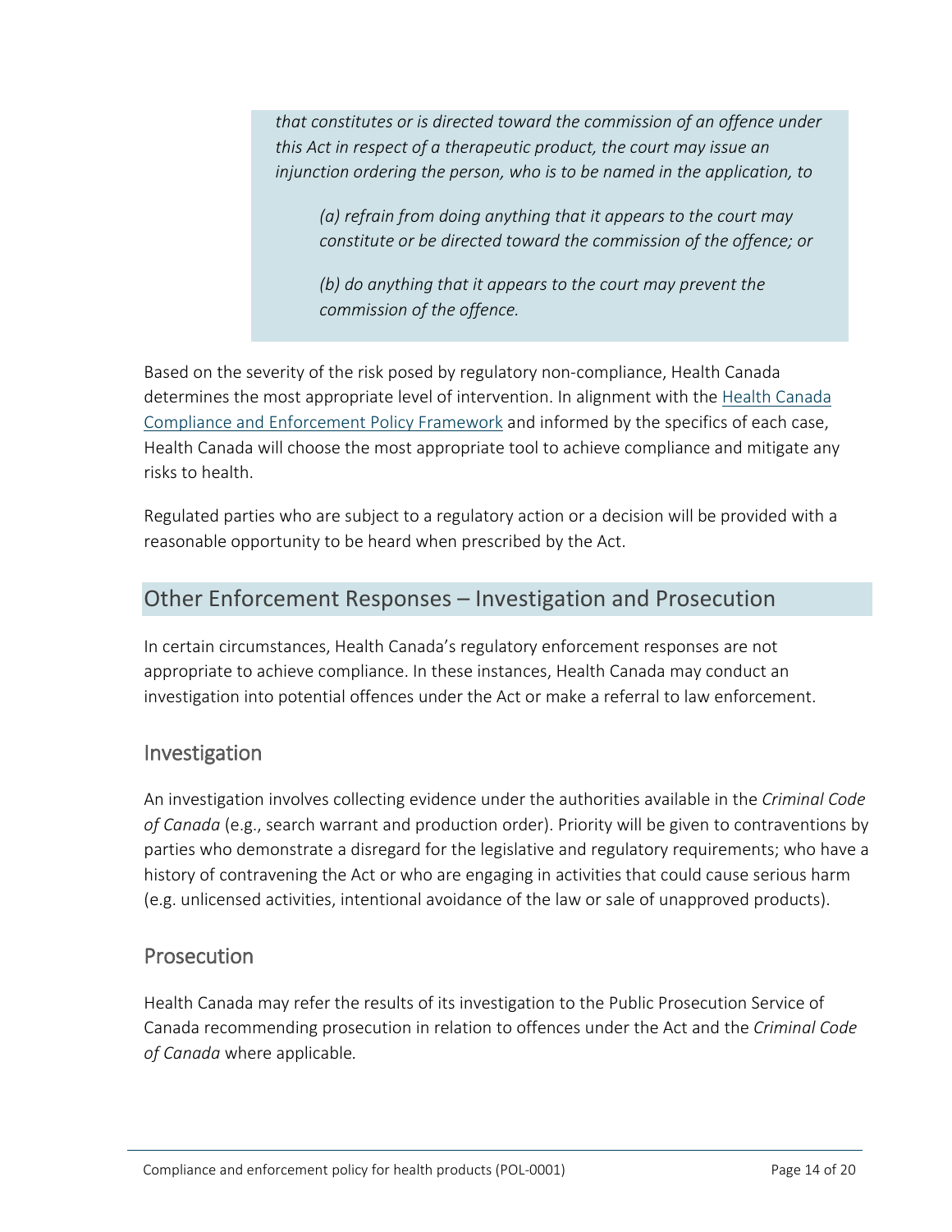> *that constitutes or is directed toward the commission of an offence under this Act in respect of a therapeutic product, the court may issue an injunction ordering the person, who is to be named in the application, to*
>
> > *(a) refrain from doing anything that it appears to the court may constitute or be directed toward the commission of the offence; or*
> >
> > *(b) do anything that it appears to the court may prevent the commission of the offence.*

Based on the severity of the risk posed by regulatory non-compliance, Health Canada determines the most appropriate level of intervention. In alignment with the Health Canada Compliance and Enforcement Policy Framework and informed by the specifics of each case, Health Canada will choose the most appropriate tool to achieve compliance and mitigate any risks to health.

Regulated parties who are subject to a regulatory action or a decision will be provided with a reasonable opportunity to be heard when prescribed by the Act.

## Other Enforcement Responses – Investigation and Prosecution

In certain circumstances, Health Canada's regulatory enforcement responses are not appropriate to achieve compliance. In these instances, Health Canada may conduct an investigation into potential offences under the Act or make a referral to law enforcement.

### Investigation

An investigation involves collecting evidence under the authorities available in the *Criminal Code of Canada* (e.g., search warrant and production order). Priority will be given to contraventions by parties who demonstrate a disregard for the legislative and regulatory requirements; who have a history of contravening the Act or who are engaging in activities that could cause serious harm (e.g. unlicensed activities, intentional avoidance of the law or sale of unapproved products).

### Prosecution

Health Canada may refer the results of its investigation to the Public Prosecution Service of Canada recommending prosecution in relation to offences under the Act and the *Criminal Code of Canada* where applicable*.*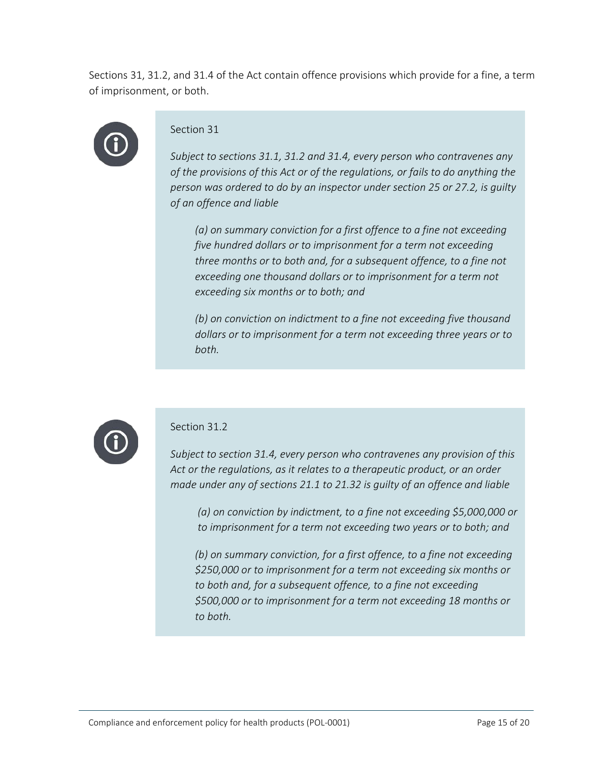Sections 31, 31.2, and 31.4 of the Act contain offence provisions which provide for a fine, a term of imprisonment, or both.

> Section 31
>
> *Subject to sections 31.1, 31.2 and 31.4, every person who contravenes any of the provisions of this Act or of the regulations, or fails to do anything the person was ordered to do by an inspector under section 25 or 27.2, is guilty of an offence and liable*
>
> *(a) on summary conviction for a first offence to a fine not exceeding five hundred dollars or to imprisonment for a term not exceeding three months or to both and, for a subsequent offence, to a fine not exceeding one thousand dollars or to imprisonment for a term not exceeding six months or to both; and*
>
> *(b) on conviction on indictment to a fine not exceeding five thousand dollars or to imprisonment for a term not exceeding three years or to both.*

> Section 31.2
>
> *Subject to section 31.4, every person who contravenes any provision of this Act or the regulations, as it relates to a therapeutic product, or an order made under any of sections 21.1 to 21.32 is guilty of an offence and liable*
>
> *(a) on conviction by indictment, to a fine not exceeding $5,000,000 or to imprisonment for a term not exceeding two years or to both; and*
>
> *(b) on summary conviction, for a first offence, to a fine not exceeding $250,000 or to imprisonment for a term not exceeding six months or to both and, for a subsequent offence, to a fine not exceeding $500,000 or to imprisonment for a term not exceeding 18 months or to both.*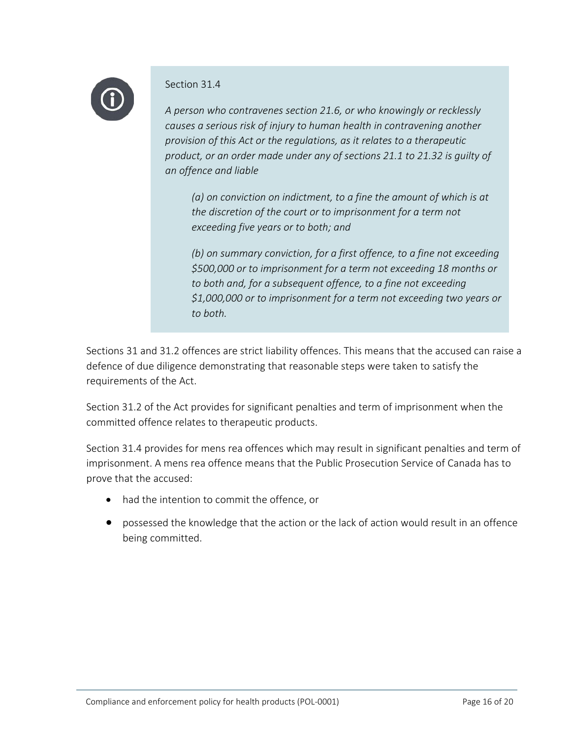> Section 31.4
>
> *A person who contravenes section 21.6, or who knowingly or recklessly causes a serious risk of injury to human health in contravening another provision of this Act or the regulations, as it relates to a therapeutic product, or an order made under any of sections 21.1 to 21.32 is guilty of an offence and liable*
>
> > *(a) on conviction on indictment, to a fine the amount of which is at the discretion of the court or to imprisonment for a term not exceeding five years or to both; and*
> >
> > *(b) on summary conviction, for a first offence, to a fine not exceeding $500,000 or to imprisonment for a term not exceeding 18 months or to both and, for a subsequent offence, to a fine not exceeding $1,000,000 or to imprisonment for a term not exceeding two years or to both.*

Sections 31 and 31.2 offences are strict liability offences. This means that the accused can raise a defence of due diligence demonstrating that reasonable steps were taken to satisfy the requirements of the Act.

Section 31.2 of the Act provides for significant penalties and term of imprisonment when the committed offence relates to therapeutic products.

Section 31.4 provides for mens rea offences which may result in significant penalties and term of imprisonment. A mens rea offence means that the Public Prosecution Service of Canada has to prove that the accused:

- had the intention to commit the offence, or
- possessed the knowledge that the action or the lack of action would result in an offence being committed.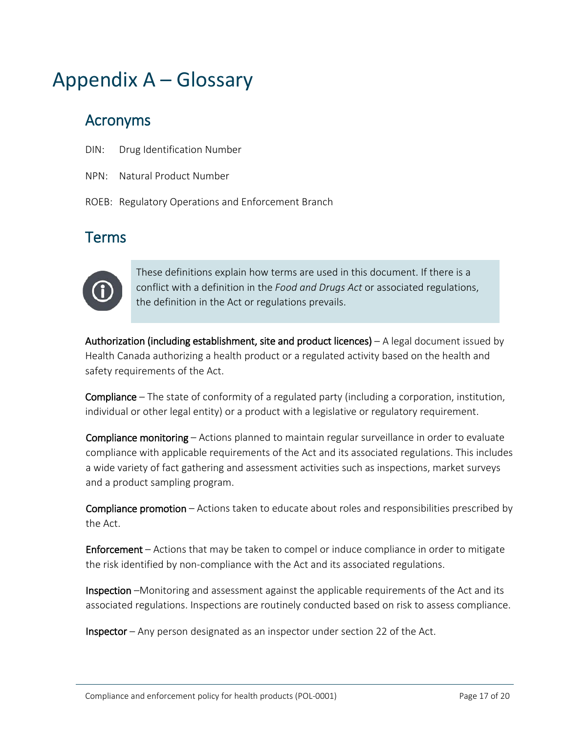# Appendix A – Glossary

## Acronyms

DIN: Drug Identification Number

NPN: Natural Product Number

ROEB: Regulatory Operations and Enforcement Branch

## Terms

> These definitions explain how terms are used in this document. If there is a conflict with a definition in the *Food and Drugs Act* or associated regulations, the definition in the Act or regulations prevails.

**Authorization (including establishment, site and product licences)** – A legal document issued by Health Canada authorizing a health product or a regulated activity based on the health and safety requirements of the Act.

**Compliance** – The state of conformity of a regulated party (including a corporation, institution, individual or other legal entity) or a product with a legislative or regulatory requirement.

**Compliance monitoring** – Actions planned to maintain regular surveillance in order to evaluate compliance with applicable requirements of the Act and its associated regulations. This includes a wide variety of fact gathering and assessment activities such as inspections, market surveys and a product sampling program.

**Compliance promotion** – Actions taken to educate about roles and responsibilities prescribed by the Act.

**Enforcement** – Actions that may be taken to compel or induce compliance in order to mitigate the risk identified by non-compliance with the Act and its associated regulations.

**Inspection** –Monitoring and assessment against the applicable requirements of the Act and its associated regulations. Inspections are routinely conducted based on risk to assess compliance.

**Inspector** – Any person designated as an inspector under section 22 of the Act.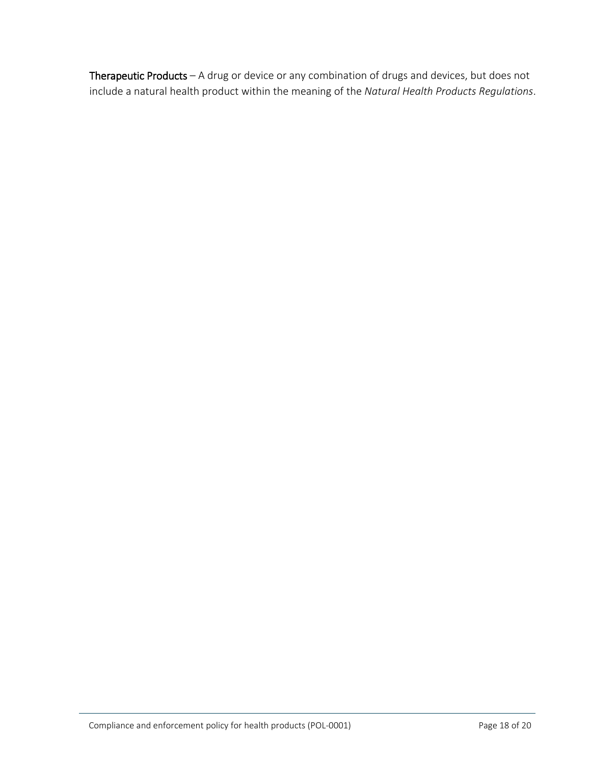**Therapeutic Products** – A drug or device or any combination of drugs and devices, but does not include a natural health product within the meaning of the *Natural Health Products Regulations*.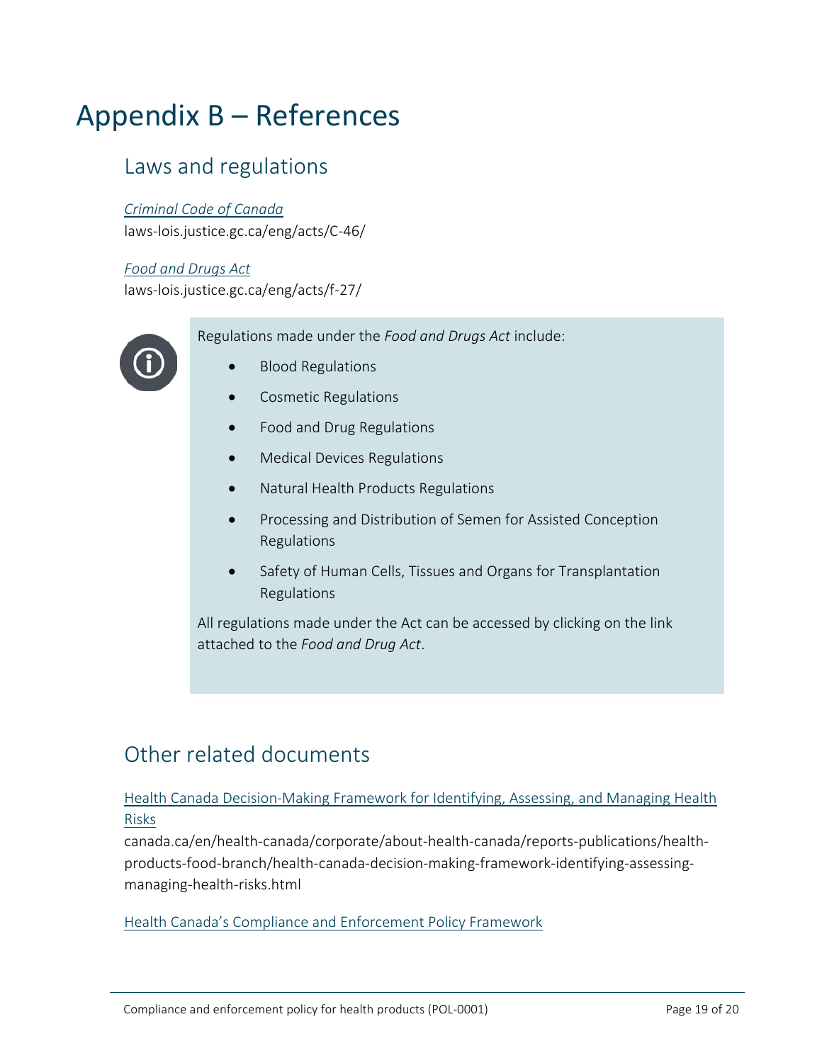# Appendix B – References

## Laws and regulations

*Criminal Code of Canada*
laws-lois.justice.gc.ca/eng/acts/C-46/

*Food and Drugs Act*
laws-lois.justice.gc.ca/eng/acts/f-27/

> Regulations made under the *Food and Drugs Act* include:
>
> - Blood Regulations
> - Cosmetic Regulations
> - Food and Drug Regulations
> - Medical Devices Regulations
> - Natural Health Products Regulations
> - Processing and Distribution of Semen for Assisted Conception Regulations
> - Safety of Human Cells, Tissues and Organs for Transplantation Regulations
>
> All regulations made under the Act can be accessed by clicking on the link attached to the *Food and Drug Act*.

## Other related documents

Health Canada Decision-Making Framework for Identifying, Assessing, and Managing Health Risks
canada.ca/en/health-canada/corporate/about-health-canada/reports-publications/health-products-food-branch/health-canada-decision-making-framework-identifying-assessing-managing-health-risks.html

Health Canada's Compliance and Enforcement Policy Framework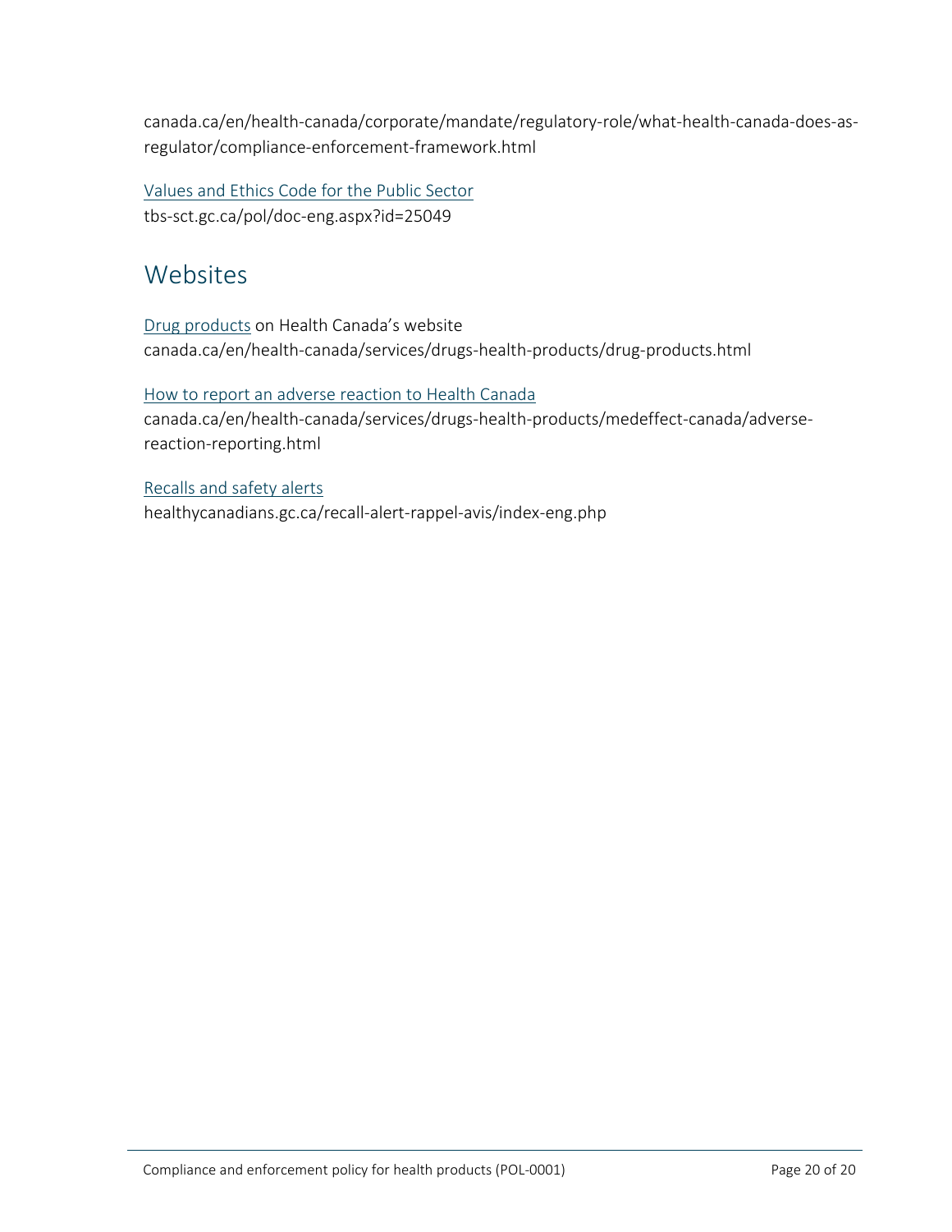canada.ca/en/health-canada/corporate/mandate/regulatory-role/what-health-canada-does-as-regulator/compliance-enforcement-framework.html

Values and Ethics Code for the Public Sector
tbs-sct.gc.ca/pol/doc-eng.aspx?id=25049

## Websites

Drug products on Health Canada's website
canada.ca/en/health-canada/services/drugs-health-products/drug-products.html

How to report an adverse reaction to Health Canada
canada.ca/en/health-canada/services/drugs-health-products/medeffect-canada/adverse-reaction-reporting.html

Recalls and safety alerts
healthycanadians.gc.ca/recall-alert-rappel-avis/index-eng.php